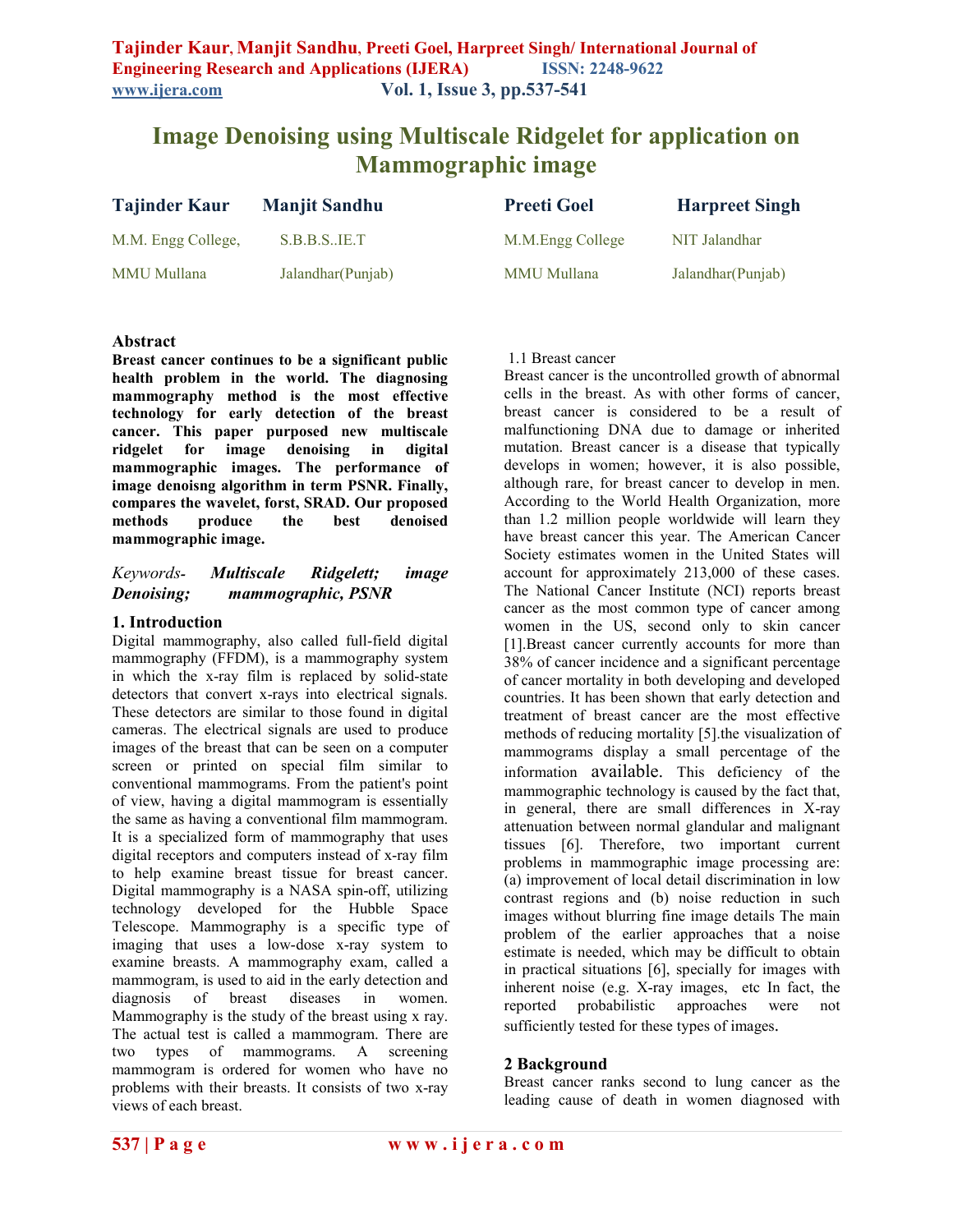# Image Denoising using Multiscale Ridgelet for application on Mammographic image

**Tajinder Kaur** — M.M. Engg College, MMU Mullana

**Manjit Sandhu** — S.B.B.S..IE.T Jalandhar(Punjab)

**Preeti Goel** — M.M.Engg College MMU Mullana

**Harpreet Singh** — NIT Jalandhar Jalandhar(Punjab)

## Abstract

**Breast cancer continues to be a significant public health problem in the world. The diagnosing mammography method is the most effective technology for early detection of the breast cancer. This paper purposed new multiscale ridgelet for image denoising in digital mammographic images. The performance of image denoisg algorithm in term PSNR. Finally, compares the wavelet, forst, SRAD. Our proposed methods produce the best denoised mammographic image.**

*Keywords- **Multiscale Ridgelett; image Denoising; mammographic, PSNR***

## 1. Introduction

Digital mammography, also called full-field digital mammography (FFDM), is a mammography system in which the x-ray film is replaced by solid-state detectors that convert x-rays into electrical signals. These detectors are similar to those found in digital cameras. The electrical signals are used to produce images of the breast that can be seen on a computer screen or printed on special film similar to conventional mammograms. From the patient's point of view, having a digital mammogram is essentially the same as having a conventional film mammogram. It is a specialized form of mammography that uses digital receptors and computers instead of x-ray film to help examine breast tissue for breast cancer. Digital mammography is a NASA spin-off, utilizing technology developed for the Hubble Space Telescope. Mammography is a specific type of imaging that uses a low-dose x-ray system to examine breasts. A mammography exam, called a mammogram, is used to aid in the early detection and diagnosis of breast diseases in women. Mammography is the study of the breast using x ray. The actual test is called a mammogram. There are two types of mammograms. A screening mammogram is ordered for women who have no problems with their breasts. It consists of two x-ray views of each breast.

### 1.1 Breast cancer

Breast cancer is the uncontrolled growth of abnormal cells in the breast. As with other forms of cancer, breast cancer is considered to be a result of malfunctioning DNA due to damage or inherited mutation. Breast cancer is a disease that typically develops in women; however, it is also possible, although rare, for breast cancer to develop in men. According to the World Health Organization, more than 1.2 million people worldwide will learn they have breast cancer this year. The American Cancer Society estimates women in the United States will account for approximately 213,000 of these cases. The National Cancer Institute (NCI) reports breast cancer as the most common type of cancer among women in the US, second only to skin cancer [1].Breast cancer currently accounts for more than 38% of cancer incidence and a significant percentage of cancer mortality in both developing and developed countries. It has been shown that early detection and treatment of breast cancer are the most effective methods of reducing mortality [5].the visualization of mammograms display a small percentage of the information available. This deficiency of the mammographic technology is caused by the fact that, in general, there are small differences in X-ray attenuation between normal glandular and malignant tissues [6]. Therefore, two important current problems in mammographic image processing are: (a) improvement of local detail discrimination in low contrast regions and (b) noise reduction in such images without blurring fine image details The main problem of the earlier approaches that a noise estimate is needed, which may be difficult to obtain in practical situations [6], specially for images with inherent noise (e.g. X-ray images, etc In fact, the reported probabilistic approaches were not sufficiently tested for these types of images.

## 2 Background

Breast cancer ranks second to lung cancer as the leading cause of death in women diagnosed with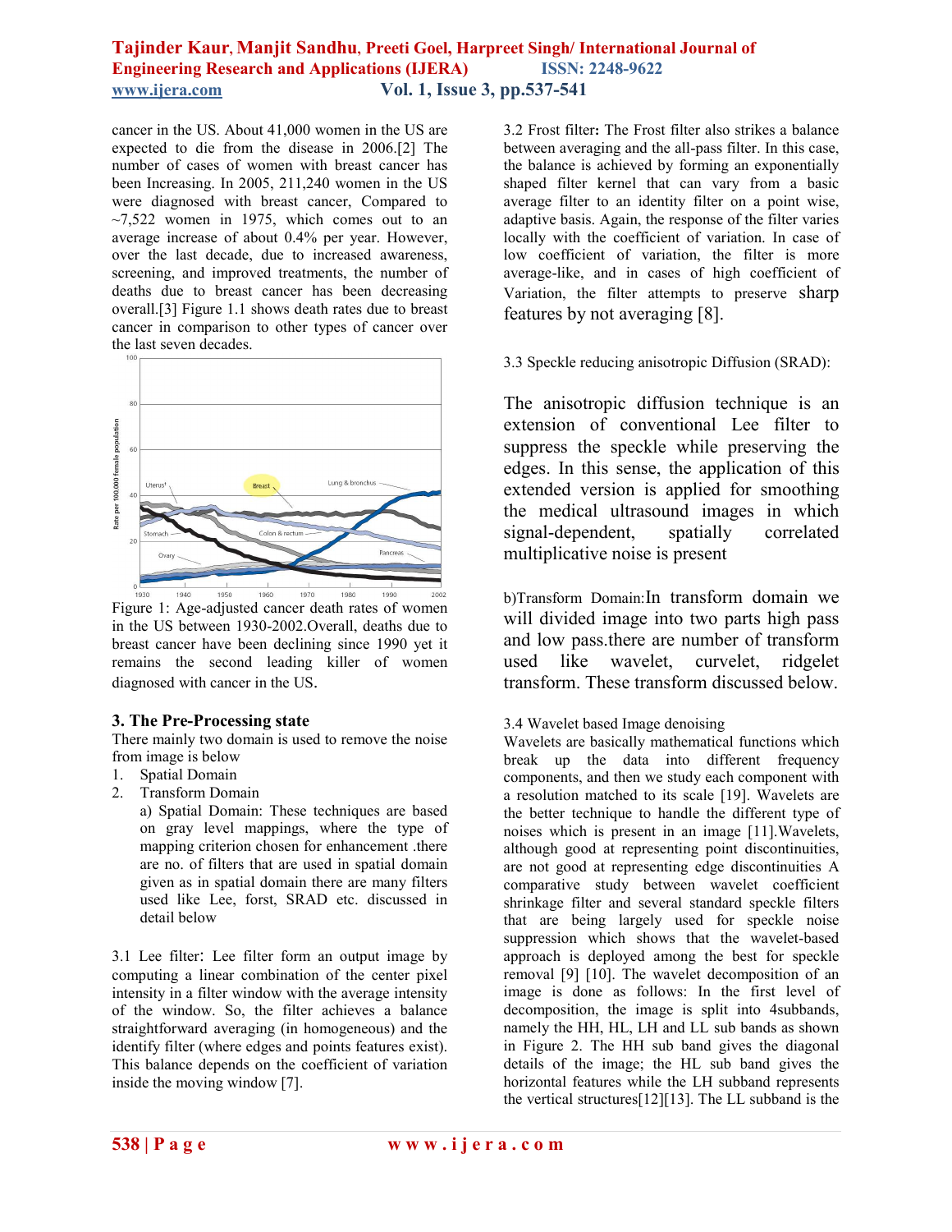cancer in the US. About 41,000 women in the US are expected to die from the disease in 2006.[2] The number of cases of women with breast cancer has been Increasing. In 2005, 211,240 women in the US were diagnosed with breast cancer, Compared to ~7,522 women in 1975, which comes out to an average increase of about 0.4% per year. However, over the last decade, due to increased awareness, screening, and improved treatments, the number of deaths due to breast cancer has been decreasing overall.[3] Figure 1.1 shows death rates due to breast cancer in comparison to other types of cancer over the last seven decades.

Figure 1: Age-adjusted cancer death rates of women in the US between 1930-2002.Overall, deaths due to breast cancer have been declining since 1990 yet it remains the second leading killer of women diagnosed with cancer in the US.

## 3. The Pre-Processing state

There mainly two domain is used to remove the noise from image is below

1. Spatial Domain
2. Transform Domain

a) Spatial Domain: These techniques are based on gray level mappings, where the type of mapping criterion chosen for enhancement .there are no. of filters that are used in spatial domain given as in spatial domain there are many filters used like Lee, forst, SRAD etc. discussed in detail below

3.1 Lee filter: Lee filter form an output image by computing a linear combination of the center pixel intensity in a filter window with the average intensity of the window. So, the filter achieves a balance straightforward averaging (in homogeneous) and the identify filter (where edges and points features exist). This balance depends on the coefficient of variation inside the moving window [7].

3.2 Frost filter: The Frost filter also strikes a balance between averaging and the all-pass filter. In this case, the balance is achieved by forming an exponentially shaped filter kernel that can vary from a basic average filter to an identity filter on a point wise, adaptive basis. Again, the response of the filter varies locally with the coefficient of variation. In case of low coefficient of variation, the filter is more average-like, and in cases of high coefficient of Variation, the filter attempts to preserve sharp features by not averaging [8].

3.3 Speckle reducing anisotropic Diffusion (SRAD):

The anisotropic diffusion technique is an extension of conventional Lee filter to suppress the speckle while preserving the edges. In this sense, the application of this extended version is applied for smoothing the medical ultrasound images in which signal-dependent, spatially correlated multiplicative noise is present

b)Transform Domain:In transform domain we will divided image into two parts high pass and low pass.there are number of transform used like wavelet, curvelet, ridgelet transform. These transform discussed below.

3.4 Wavelet based Image denoising

Wavelets are basically mathematical functions which break up the data into different frequency components, and then we study each component with a resolution matched to its scale [19]. Wavelets are the better technique to handle the different type of noises which is present in an image [11].Wavelets, although good at representing point discontinuities, are not good at representing edge discontinuities A comparative study between wavelet coefficient shrinkage filter and several standard speckle filters that are being largely used for speckle noise suppression which shows that the wavelet-based approach is deployed among the best for speckle removal [9] [10]. The wavelet decomposition of an image is done as follows: In the first level of decomposition, the image is split into 4subbands, namely the HH, HL, LH and LL sub bands as shown in Figure 2. The HH sub band gives the diagonal details of the image; the HL sub band gives the horizontal features while the LH subband represents the vertical structures[12][13]. The LL subband is the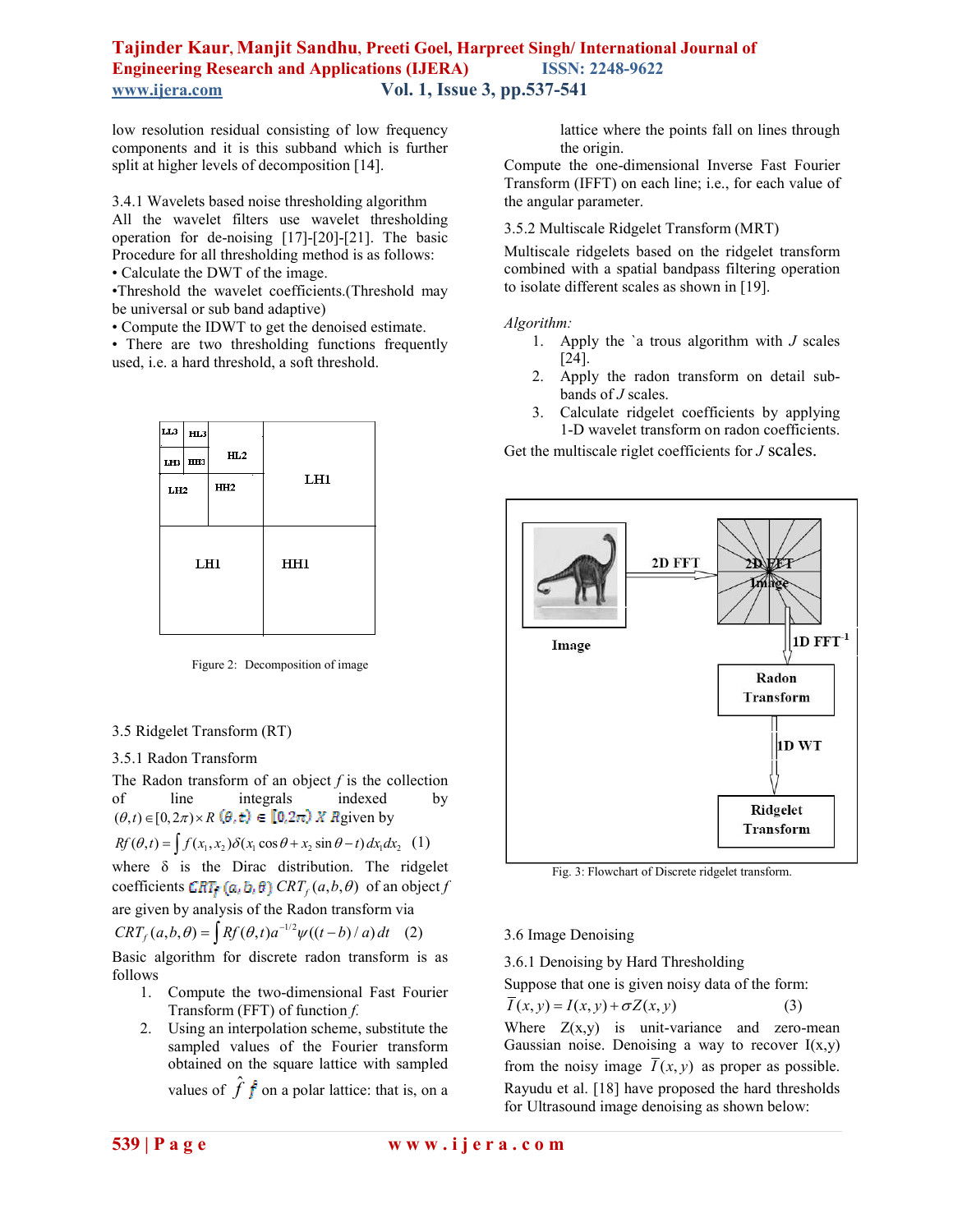low resolution residual consisting of low frequency components and it is this subband which is further split at higher levels of decomposition [14].

### 3.4.1 Wavelets based noise thresholding algorithm

All the wavelet filters use wavelet thresholding operation for de-noising [17]-[20]-[21]. The basic Procedure for all thresholding method is as follows:

- Calculate the DWT of the image.
- Threshold the wavelet coefficients.(Threshold may be universal or sub band adaptive)
- Compute the IDWT to get the denoised estimate.
- There are two thresholding functions frequently used, i.e. a hard threshold, a soft threshold.

| LL3 | HL3 | HL2 | LH1 |
|---|---|---|---|
| LH3 | HH3 | | |
| LH2 | | HH2 | |
| LH1 | | HH1 | |

Figure 2: Decomposition of image

## 3.5 Ridgelet Transform (RT)

### 3.5.1 Radon Transform

The Radon transform of an object $f$ is the collection of line integrals indexed by $(\theta,t)\in[0,2\pi)\times R$ given by

$$Rf(\theta,t)=\int f(x_1,x_2)\delta(x_1\cos\theta+x_2\sin\theta-t)\,dx_1dx_2 \quad (1)$$

where δ is the Dirac distribution. The ridgelet coefficients $CRT_f(a,b,\theta)$ of an object $f$ are given by analysis of the Radon transform via

$$CRT_f(a,b,\theta)=\int Rf(\theta,t)a^{-1/2}\psi((t-b)/a)\,dt \quad (2)$$

Basic algorithm for discrete radon transform is as follows

1. Compute the two-dimensional Fast Fourier Transform (FFT) of function $f$.
2. Using an interpolation scheme, substitute the sampled values of the Fourier transform obtained on the square lattice with sampled values of $\hat{f}$ on a polar lattice: that is, on a lattice where the points fall on lines through the origin.

Compute the one-dimensional Inverse Fast Fourier Transform (IFFT) on each line; i.e., for each value of the angular parameter.

### 3.5.2 Multiscale Ridgelet Transform (MRT)

Multiscale ridgelets based on the ridgelet transform combined with a spatial bandpass filtering operation to isolate different scales as shown in [19].

*Algorithm:*

1. Apply the `a trous algorithm with $J$ scales [24].
2. Apply the radon transform on detail sub-bands of $J$ scales.
3. Calculate ridgelet coefficients by applying 1-D wavelet transform on radon coefficients.

Get the multiscale riglet coefficients for $J$ scales.

Fig. 3: Flowchart of Discrete ridgelet transform.

## 3.6 Image Denoising

### 3.6.1 Denoising by Hard Thresholding

Suppose that one is given noisy data of the form:

$$\bar{I}(x,y)=I(x,y)+\sigma Z(x,y) \quad (3)$$

Where Z(x,y) is unit-variance and zero-mean Gaussian noise. Denoising a way to recover I(x,y) from the noisy image $\bar{I}(x,y)$ as proper as possible. Rayudu et al. [18] have proposed the hard thresholds for Ultrasound image denoising as shown below: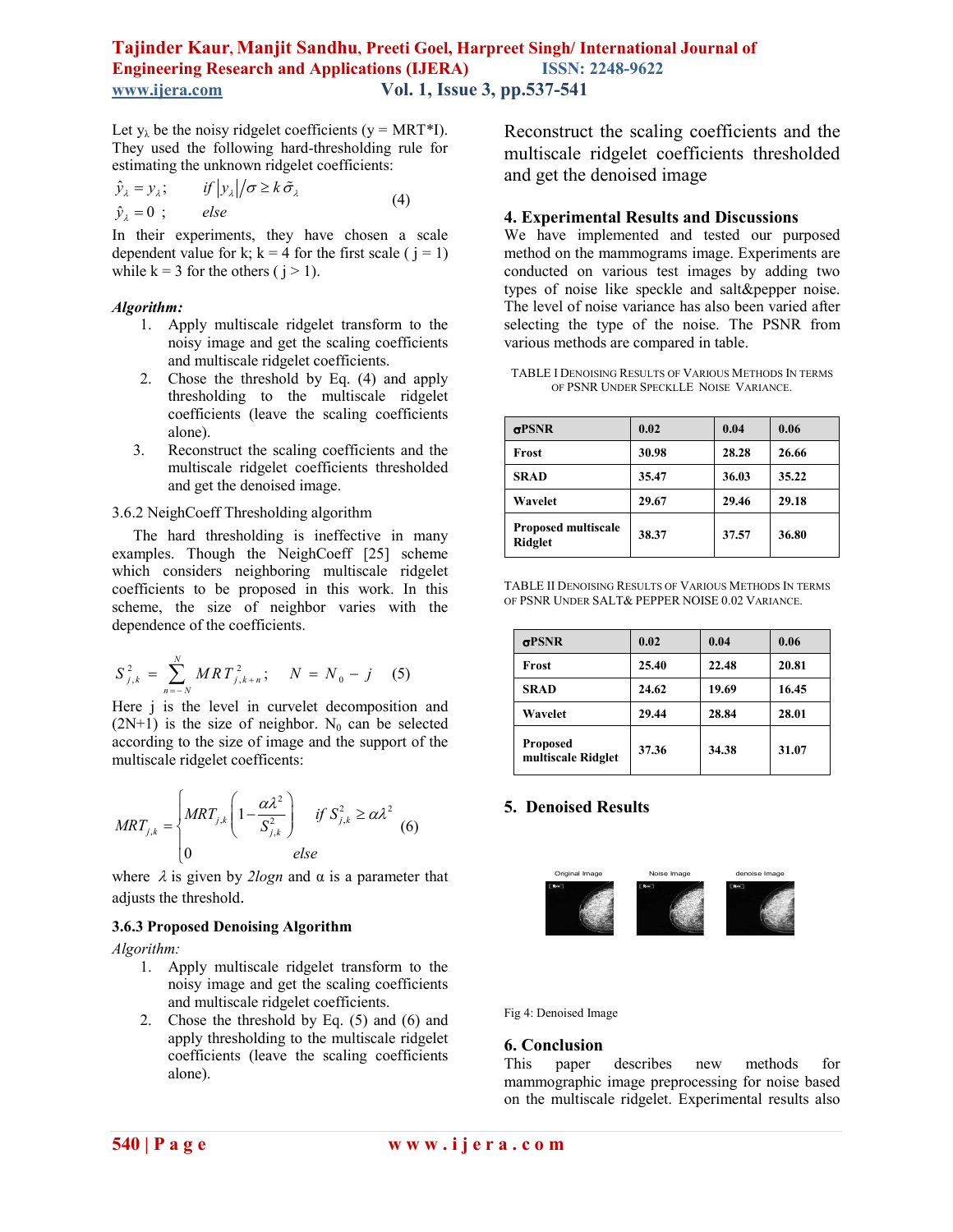Let $y_\lambda$ be the noisy ridgelet coefficients (y = MRT*I). They used the following hard-thresholding rule for estimating the unknown ridgelet coefficients:

$$\hat{y}_\lambda = y_\lambda; \quad if \left|y_\lambda\right| / \sigma \geq k\tilde{\sigma}_\lambda$$
$$\hat{y}_\lambda = 0; \quad else \tag{4}$$

In their experiments, they have chosen a scale dependent value for k; k = 4 for the first scale ( j = 1) while k = 3 for the others ( j > 1).

***Algorithm:***

1. Apply multiscale ridgelet transform to the noisy image and get the scaling coefficients and multiscale ridgelet coefficients.
2. Chose the threshold by Eq. (4) and apply thresholding to the multiscale ridgelet coefficients (leave the scaling coefficients alone).
3. Reconstruct the scaling coefficients and the multiscale ridgelet coefficients thresholded and get the denoised image.

3.6.2 NeighCoeff Thresholding algorithm

The hard thresholding is ineffective in many examples. Though the NeighCoeff [25] scheme which considers neighboring multiscale ridgelet coefficients to be proposed in this work. In this scheme, the size of neighbor varies with the dependence of the coefficients.

$$S_{j,k}^2 = \sum_{n=-N}^{N} MRT_{j,k+n}^2; \quad N = N_0 - j \tag{5}$$

Here j is the level in curvelet decomposition and (2N+1) is the size of neighbor. $N_0$ can be selected according to the size of image and the support of the multiscale ridgelet coefficents:

$$MRT_{j,k} = \begin{cases} MRT_{j,k}\left(1 - \dfrac{\alpha\lambda^2}{S_{j,k}^2}\right) & if\ S_{j,k}^2 \geq \alpha\lambda^2 \\ 0 & else \end{cases} \tag{6}$$

where $\lambda$ is given by *2logn* and α is a parameter that adjusts the threshold.

**3.6.3 Proposed Denoising Algorithm**

*Algorithm:*

1. Apply multiscale ridgelet transform to the noisy image and get the scaling coefficients and multiscale ridgelet coefficients.
2. Chose the threshold by Eq. (5) and (6) and apply thresholding to the multiscale ridgelet coefficients (leave the scaling coefficients alone).
3. Reconstruct the scaling coefficients and the multiscale ridgelet coefficients thresholded and get the denoised image

## 4. Experimental Results and Discussions

We have implemented and tested our purposed method on the mammograms image. Experiments are conducted on various test images by adding two types of noise like speckle and salt&pepper noise. The level of noise variance has also been varied after selecting the type of the noise. The PSNR from various methods are compared in table.

TABLE I DENOISING RESULTS OF VARIOUS METHODS IN TERMS OF PSNR UNDER SPECKLLE NOISE VARIANCE.

| σPSNR | 0.02 | 0.04 | 0.06 |
|---|---|---|---|
| Frost | 30.98 | 28.28 | 26.66 |
| SRAD | 35.47 | 36.03 | 35.22 |
| Wavelet | 29.67 | 29.46 | 29.18 |
| Proposed multiscale Ridglet | 38.37 | 37.57 | 36.80 |

TABLE II DENOISING RESULTS OF VARIOUS METHODS IN TERMS OF PSNR UNDER SALT& PEPPER NOISE 0.02 VARIANCE.

| σPSNR | 0.02 | 0.04 | 0.06 |
|---|---|---|---|
| Frost | 25.40 | 22.48 | 20.81 |
| SRAD | 24.62 | 19.69 | 16.45 |
| Wavelet | 29.44 | 28.84 | 28.01 |
| Proposed multiscale Ridglet | 37.36 | 34.38 | 31.07 |

## 5. Denoised Results

Original Image | Noise Image | denoise Image

Fig 4: Denoised Image

## 6. Conclusion

This paper describes new methods for mammographic image preprocessing for noise based on the multiscale ridgelet. Experimental results also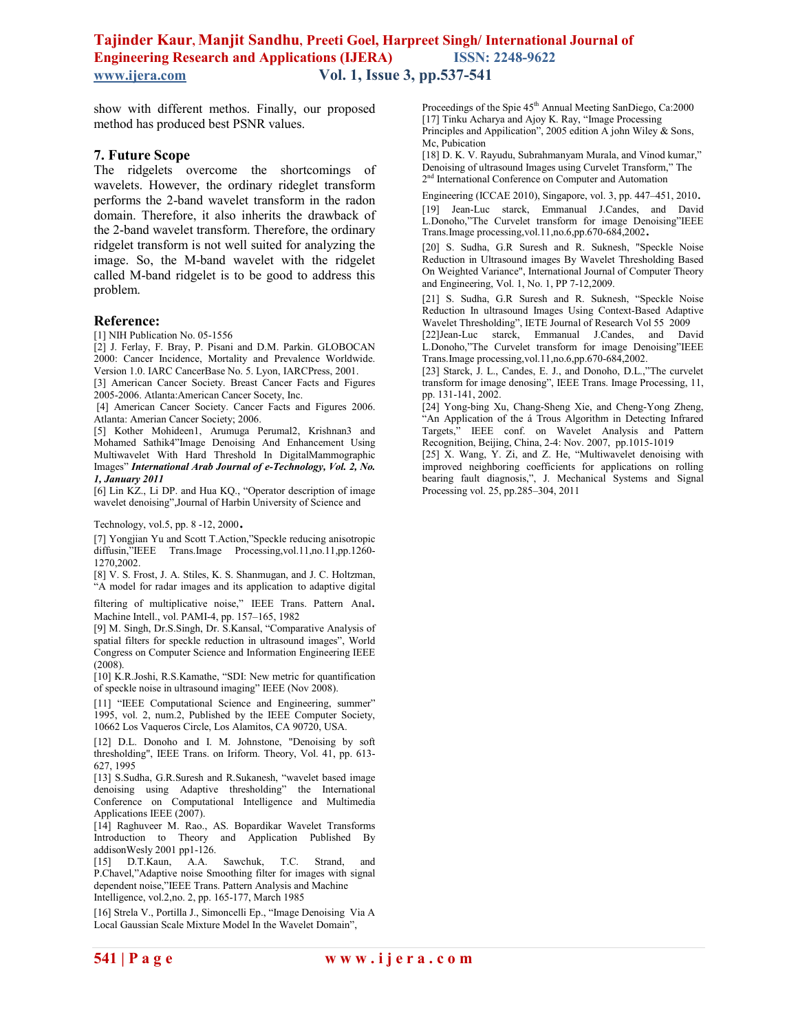show with different methos. Finally, our proposed method has produced best PSNR values.

## 7. Future Scope

The ridgelets overcome the shortcomings of wavelets. However, the ordinary rideglet transform performs the 2-band wavelet transform in the radon domain. Therefore, it also inherits the drawback of the 2-band wavelet transform. Therefore, the ordinary ridgelet transform is not well suited for analyzing the image. So, the M-band wavelet with the ridgelet called M-band ridgelet is to be good to address this problem.

## Reference:

[1] NIH Publication No. 05-1556

[2] J. Ferlay, F. Bray, P. Pisani and D.M. Parkin. GLOBOCAN 2000: Cancer Incidence, Mortality and Prevalence Worldwide. Version 1.0. IARC CancerBase No. 5. Lyon, IARCPress, 2001.

[3] American Cancer Society. Breast Cancer Facts and Figures 2005-2006. Atlanta:American Cancer Socety, Inc.

[4] American Cancer Society. Cancer Facts and Figures 2006. Atlanta: Amerian Cancer Society; 2006.

[5] Kother Mohideen1, Arumuga Perumal2, Krishnan3 and Mohamed Sathik4"Image Denoising And Enhancement Using Multiwavelet With Hard Threshold In DigitalMammographic Images" ***International Arab Journal of e-Technology, Vol. 2, No. 1, January 2011***

[6] Lin KZ., Li DP. and Hua KQ., "Operator description of image wavelet denoising",Journal of Harbin University of Science and Technology, vol.5, pp. 8 -12, 2000.

[7] Yongjian Yu and Scott T.Action,"Speckle reducing anisotropic diffusin,"IEEE Trans.Image Processing,vol.11,no.11,pp.1260-1270,2002.

[8] V. S. Frost, J. A. Stiles, K. S. Shanmugan, and J. C. Holtzman, "A model for radar images and its application to adaptive digital filtering of multiplicative noise," IEEE Trans. Pattern Anal. Machine Intell., vol. PAMI-4, pp. 157–165, 1982

[9] M. Singh, Dr.S.Singh, Dr. S.Kansal, "Comparative Analysis of spatial filters for speckle reduction in ultrasound images", World Congress on Computer Science and Information Engineering IEEE (2008).

[10] K.R.Joshi, R.S.Kamathe, "SDI: New metric for quantification of speckle noise in ultrasound imaging" IEEE (Nov 2008).

[11] "IEEE Computational Science and Engineering, summer" 1995, vol. 2, num.2, Published by the IEEE Computer Society, 10662 Los Vaqueros Circle, Los Alamitos, CA 90720, USA.

[12] D.L. Donoho and I. M. Johnstone, "Denoising by soft thresholding", IEEE Trans. on Iriform. Theory, Vol. 41, pp. 613-627, 1995

[13] S.Sudha, G.R.Suresh and R.Sukanesh, "wavelet based image denoising using Adaptive thresholding" the International Conference on Computational Intelligence and Multimedia Applications IEEE (2007).

[14] Raghuveer M. Rao., AS. Bopardikar Wavelet Transforms Introduction to Theory and Application Published By addisonWesly 2001 pp1-126.

[15] D.T.Kaun, A.A. Sawchuk, T.C. Strand, and P.Chavel,"Adaptive noise Smoothing filter for images with signal dependent noise,"IEEE Trans. Pattern Analysis and Machine Intelligence, vol.2,no. 2, pp. 165-177, March 1985

[16] Strela V., Portilla J., Simoncelli Ep., "Image Denoising Via A Local Gaussian Scale Mixture Model In the Wavelet Domain", Proceedings of the Spie 45th Annual Meeting SanDiego, Ca:2000

[17] Tinku Acharya and Ajoy K. Ray, "Image Processing Principles and Application", 2005 edition A john Wiley & Sons, Mc, Pubication

[18] D. K. V. Rayudu, Subrahmanyam Murala, and Vinod kumar," Denoising of ultrasound Images using Curvelet Transform," The 2nd International Conference on Computer and Automation Engineering (ICCAE 2010), Singapore, vol. 3, pp. 447–451, 2010.

[19] Jean-Luc starck, Emmanual J.Candes, and David L.Donoho,"The Curvelet transform for image Denoising"IEEE Trans.Image processing,vol.11,no.6,pp.670-684,2002.

[20] S. Sudha, G.R Suresh and R. Suknesh, "Speckle Noise Reduction in Ultrasound images By Wavelet Thresholding Based On Weighted Variance", International Journal of Computer Theory and Engineering, Vol. 1, No. 1, PP 7-12,2009.

[21] S. Sudha, G.R Suresh and R. Suknesh, "Speckle Noise Reduction In ultrasound Images Using Context-Based Adaptive Wavelet Thresholding", IETE Journal of Research Vol 55 2009

[22]Jean-Luc starck, Emmanual J.Candes, and David L.Donoho,"The Curvelet transform for image Denoising"IEEE Trans.Image processing,vol.11,no.6,pp.670-684,2002.

[23] Starck, J. L., Candes, E. J., and Donoho, D.L.,"The curvelet transform for image denosing", IEEE Trans. Image Processing, 11, pp. 131-141, 2002.

[24] Yong-bing Xu, Chang-Sheng Xie, and Cheng-Yong Zheng, "An Application of the á Trous Algorithm in Detecting Infrared Targets," IEEE conf. on Wavelet Analysis and Pattern Recognition, Beijing, China, 2-4: Nov. 2007, pp.1015-1019

[25] X. Wang, Y. Zi, and Z. He, "Multiwavelet denoising with improved neighboring coefficients for applications on rolling bearing fault diagnosis,", J. Mechanical Systems and Signal Processing vol. 25, pp.285–304, 2011